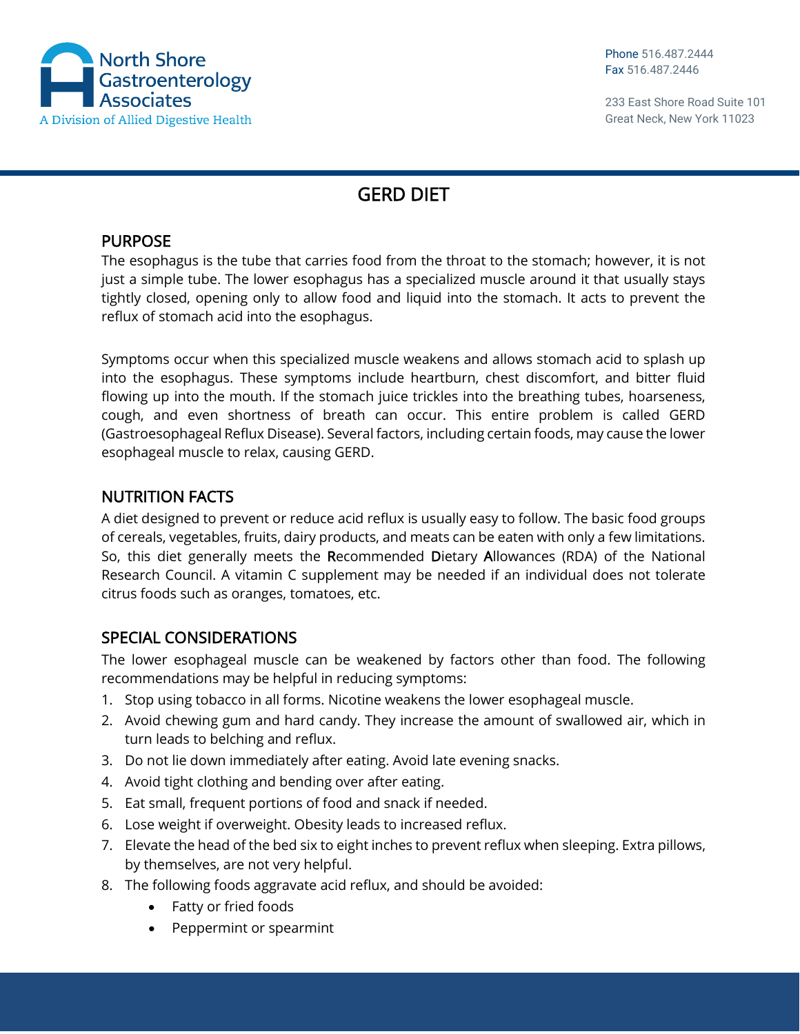North Shore Gastroenterology Associates
A Division of Allied Digestive Health

Phone 516.487.2444
Fax 516.487.2446

233 East Shore Road Suite 101
Great Neck, New York 11023

# GERD DIET

## PURPOSE

The esophagus is the tube that carries food from the throat to the stomach; however, it is not just a simple tube. The lower esophagus has a specialized muscle around it that usually stays tightly closed, opening only to allow food and liquid into the stomach. It acts to prevent the reflux of stomach acid into the esophagus.

Symptoms occur when this specialized muscle weakens and allows stomach acid to splash up into the esophagus. These symptoms include heartburn, chest discomfort, and bitter fluid flowing up into the mouth. If the stomach juice trickles into the breathing tubes, hoarseness, cough, and even shortness of breath can occur. This entire problem is called GERD (Gastroesophageal Reflux Disease). Several factors, including certain foods, may cause the lower esophageal muscle to relax, causing GERD.

## NUTRITION FACTS

A diet designed to prevent or reduce acid reflux is usually easy to follow. The basic food groups of cereals, vegetables, fruits, dairy products, and meats can be eaten with only a few limitations. So, this diet generally meets the **R**ecommended **D**ietary **A**llowances (RDA) of the National Research Council. A vitamin C supplement may be needed if an individual does not tolerate citrus foods such as oranges, tomatoes, etc.

## SPECIAL CONSIDERATIONS

The lower esophageal muscle can be weakened by factors other than food. The following recommendations may be helpful in reducing symptoms:

1. Stop using tobacco in all forms. Nicotine weakens the lower esophageal muscle.
2. Avoid chewing gum and hard candy. They increase the amount of swallowed air, which in turn leads to belching and reflux.
3. Do not lie down immediately after eating. Avoid late evening snacks.
4. Avoid tight clothing and bending over after eating.
5. Eat small, frequent portions of food and snack if needed.
6. Lose weight if overweight. Obesity leads to increased reflux.
7. Elevate the head of the bed six to eight inches to prevent reflux when sleeping. Extra pillows, by themselves, are not very helpful.
8. The following foods aggravate acid reflux, and should be avoided:
    - Fatty or fried foods
    - Peppermint or spearmint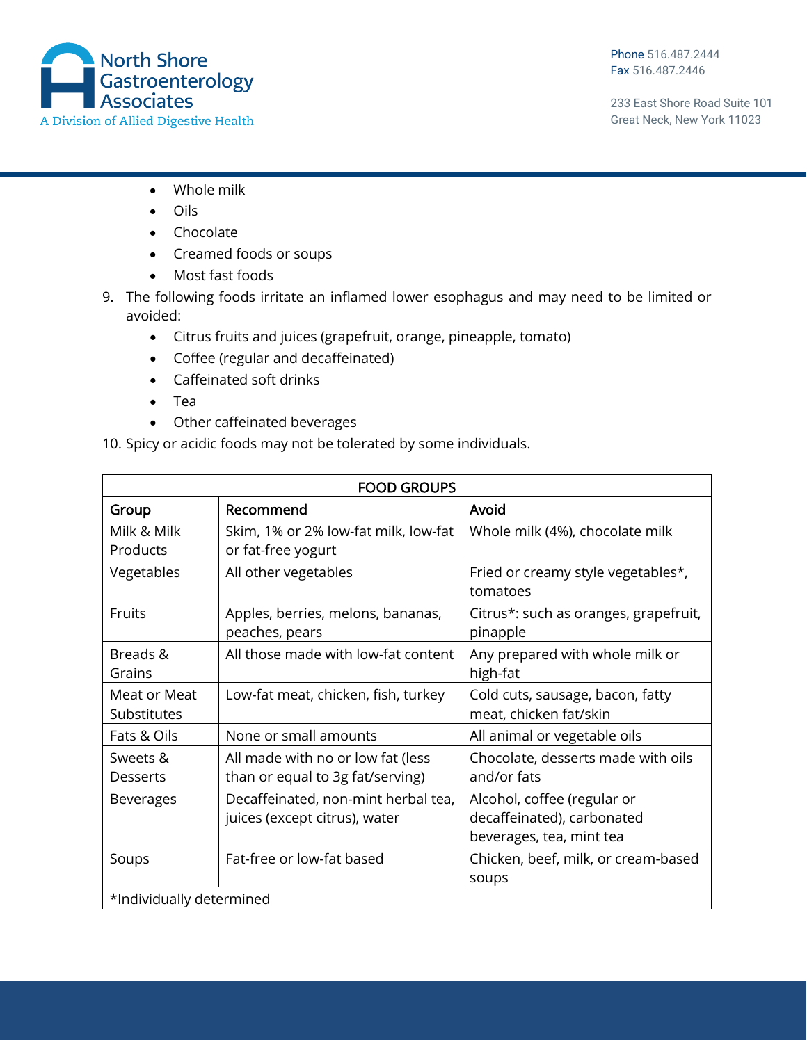- Whole milk
- Oils
- Chocolate
- Creamed foods or soups
- Most fast foods

9. The following foods irritate an inflamed lower esophagus and may need to be limited or avoided:
    - Citrus fruits and juices (grapefruit, orange, pineapple, tomato)
    - Coffee (regular and decaffeinated)
    - Caffeinated soft drinks
    - Tea
    - Other caffeinated beverages
10. Spicy or acidic foods may not be tolerated by some individuals.

| FOOD GROUPS | | |
|---|---|---|
| Group | Recommend | Avoid |
| Milk & Milk Products | Skim, 1% or 2% low-fat milk, low-fat or fat-free yogurt | Whole milk (4%), chocolate milk |
| Vegetables | All other vegetables | Fried or creamy style vegetables*, tomatoes |
| Fruits | Apples, berries, melons, bananas, peaches, pears | Citrus*: such as oranges, grapefruit, pinapple |
| Breads & Grains | All those made with low-fat content | Any prepared with whole milk or high-fat |
| Meat or Meat Substitutes | Low-fat meat, chicken, fish, turkey | Cold cuts, sausage, bacon, fatty meat, chicken fat/skin |
| Fats & Oils | None or small amounts | All animal or vegetable oils |
| Sweets & Desserts | All made with no or low fat (less than or equal to 3g fat/serving) | Chocolate, desserts made with oils and/or fats |
| Beverages | Decaffeinated, non-mint herbal tea, juices (except citrus), water | Alcohol, coffee (regular or decaffeinated), carbonated beverages, tea, mint tea |
| Soups | Fat-free or low-fat based | Chicken, beef, milk, or cream-based soups |
| *Individually determined | | |